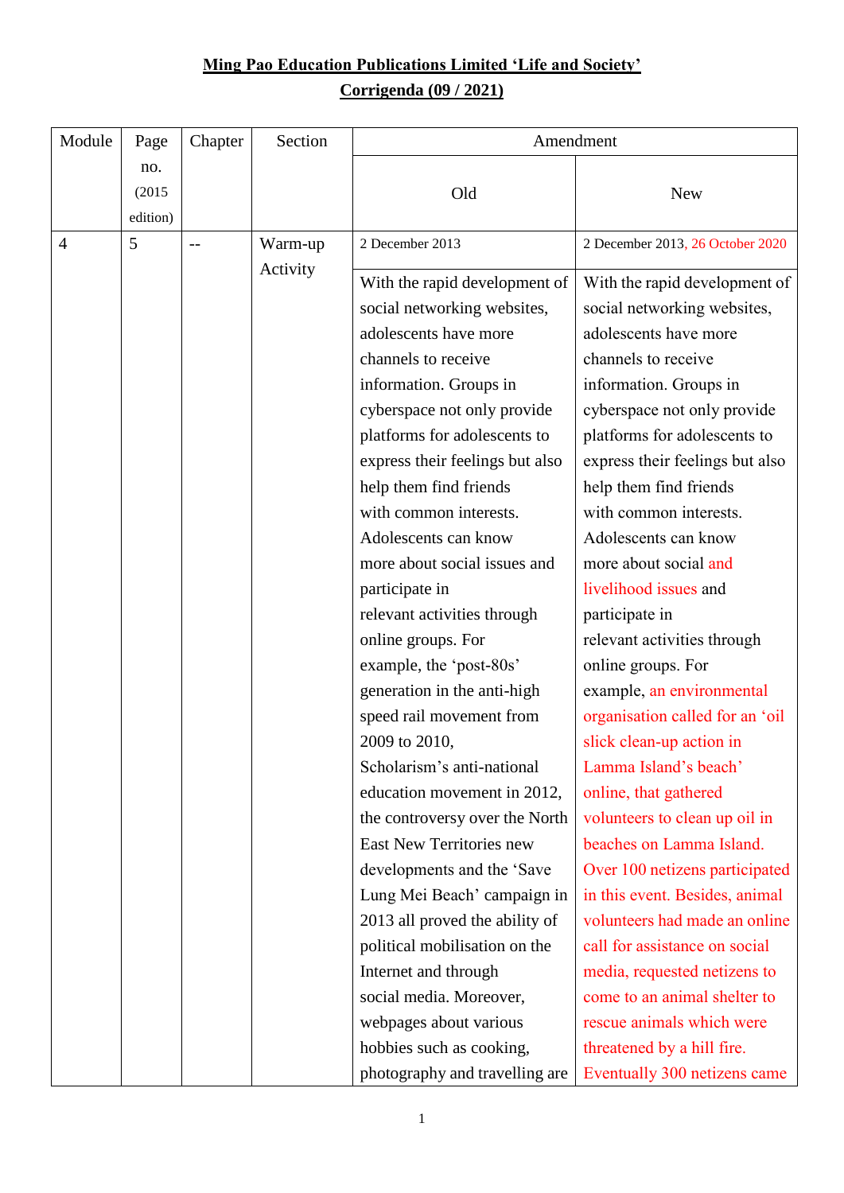**Ming Pao Education Publications Limited 'Life and Society'**

**Corrigenda (09 / 2021)**

| Module | Page no. (2015 edition) | Chapter | Section | Amendment | |
|---|---|---|---|---|---|
| | | | | Old | New |
| 4 | 5 | -- | Warm-up Activity | 2 December 2013 | 2 December 2013, 26 October 2020 |
| | | | | With the rapid development of social networking websites, adolescents have more channels to receive information. Groups in cyberspace not only provide platforms for adolescents to express their feelings but also help them find friends with common interests. Adolescents can know more about social issues and participate in relevant activities through online groups. For example, the 'post-80s' generation in the anti-high speed rail movement from 2009 to 2010, Scholarism's anti-national education movement in 2012, the controversy over the North East New Territories new developments and the 'Save Lung Mei Beach' campaign in 2013 all proved the ability of political mobilisation on the Internet and through social media. Moreover, webpages about various hobbies such as cooking, photography and travelling are | With the rapid development of social networking websites, adolescents have more channels to receive information. Groups in cyberspace not only provide platforms for adolescents to express their feelings but also help them find friends with common interests. Adolescents can know more about social and livelihood issues and participate in relevant activities through online groups. For example, an environmental organisation called for an 'oil slick clean-up action in Lamma Island's beach' online, that gathered volunteers to clean up oil in beaches on Lamma Island. Over 100 netizens participated in this event. Besides, animal volunteers had made an online call for assistance on social media, requested netizens to come to an animal shelter to rescue animals which were threatened by a hill fire. Eventually 300 netizens came |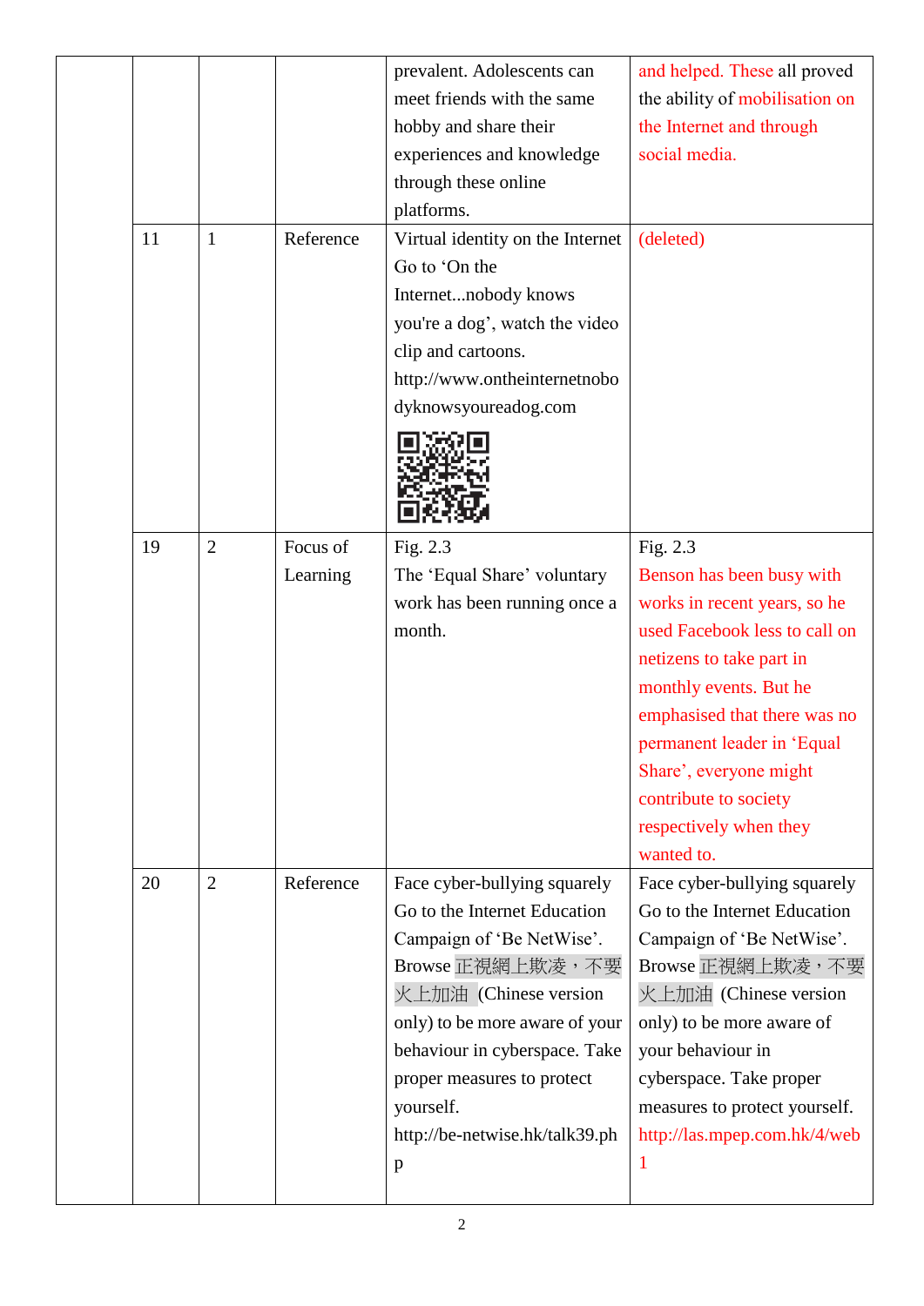| | | | | | |
|---|---|---|---|---|---|
| | | | | prevalent. Adolescents can meet friends with the same hobby and share their experiences and knowledge through these online platforms. | and helped. These all proved the ability of mobilisation on the Internet and through social media. |
| | 11 | 1 | Reference | Virtual identity on the Internet Go to 'On the Internet...nobody knows you're a dog', watch the video clip and cartoons. http://www.ontheinternetnobodyknowsyoureadog.com | (deleted) |
| | 19 | 2 | Focus of Learning | Fig. 2.3 The 'Equal Share' voluntary work has been running once a month. | Fig. 2.3 Benson has been busy with works in recent years, so he used Facebook less to call on netizens to take part in monthly events. But he emphasised that there was no permanent leader in 'Equal Share', everyone might contribute to society respectively when they wanted to. |
| | 20 | 2 | Reference | Face cyber-bullying squarely Go to the Internet Education Campaign of 'Be NetWise'. Browse 正視網上欺凌，不要火上加油 (Chinese version only) to be more aware of your behaviour in cyberspace. Take proper measures to protect yourself. http://be-netwise.hk/talk39.php | Face cyber-bullying squarely Go to the Internet Education Campaign of 'Be NetWise'. Browse 正視網上欺凌，不要火上加油 (Chinese version only) to be more aware of your behaviour in cyberspace. Take proper measures to protect yourself. http://las.mpep.com.hk/4/web1 |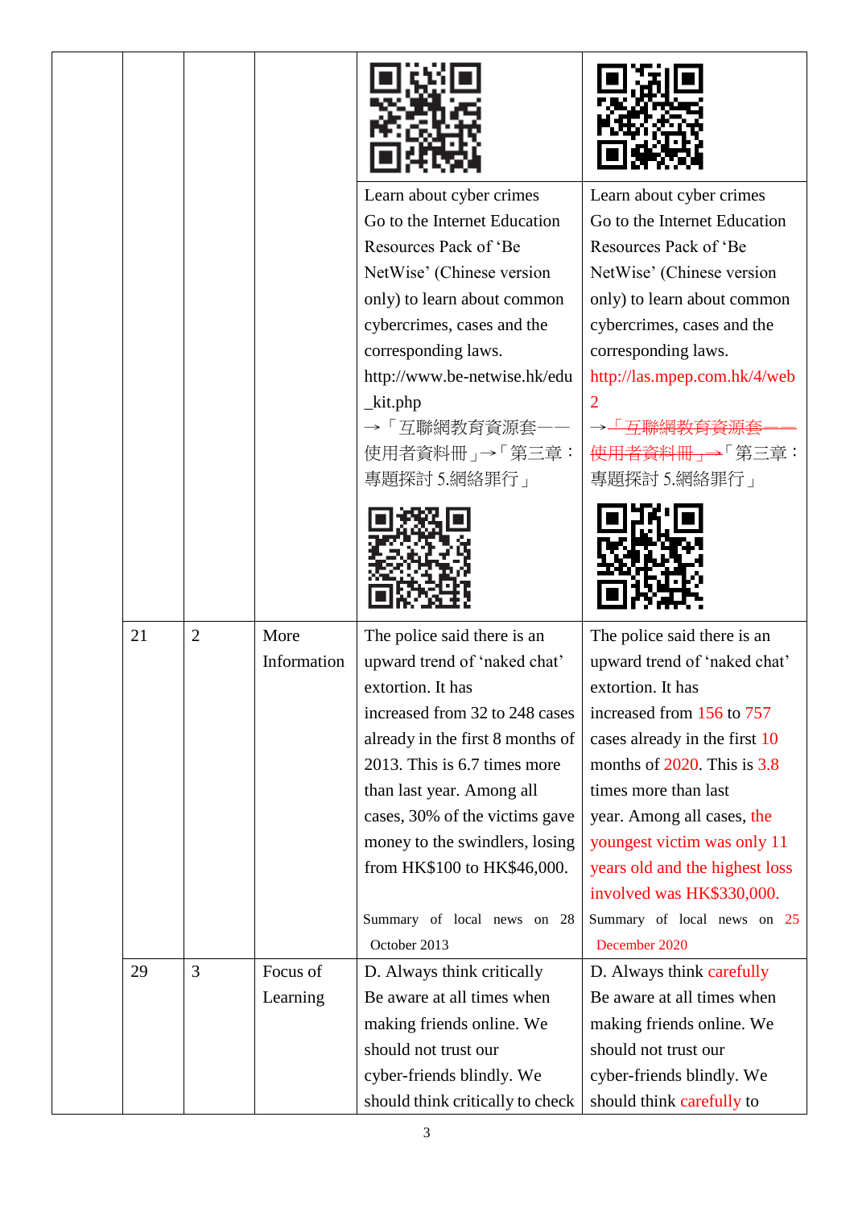| | | | | |
|---|---|---|---|---|
| | | | Learn about cyber crimes<br>Go to the Internet Education Resources Pack of 'Be NetWise' (Chinese version only) to learn about common cybercrimes, cases and the corresponding laws.<br>http://www.be-netwise.hk/edu_kit.php<br>→「互聯網教育資源套——使用者資料冊」→「第三章：專題探討 5.網絡罪行」 | Learn about cyber crimes<br>Go to the Internet Education Resources Pack of 'Be NetWise' (Chinese version only) to learn about common cybercrimes, cases and the corresponding laws.<br>http://las.mpep.com.hk/4/web2<br>~~→「互聯網教育資源套——使用者資料冊」→~~「第三章：專題探討 5.網絡罪行」 |
| | 21 | 2 | More Information | The police said there is an upward trend of 'naked chat' extortion. It has increased from 32 to 248 cases already in the first 8 months of 2013. This is 6.7 times more than last year. Among all cases, 30% of the victims gave money to the swindlers, losing from HK$100 to HK$46,000.<br><br>Summary of local news on 28 October 2013 | The police said there is an upward trend of 'naked chat' extortion. It has increased from 156 to 757 cases already in the first 10 months of 2020. This is 3.8 times more than last year. Among all cases, the youngest victim was only 11 years old and the highest loss involved was HK$330,000.<br><br>Summary of local news on 25 December 2020 |
| | 29 | 3 | Focus of Learning | D. Always think critically<br>Be aware at all times when making friends online. We should not trust our cyber-friends blindly. We should think critically to check | D. Always think carefully<br>Be aware at all times when making friends online. We should not trust our cyber-friends blindly. We should think carefully to |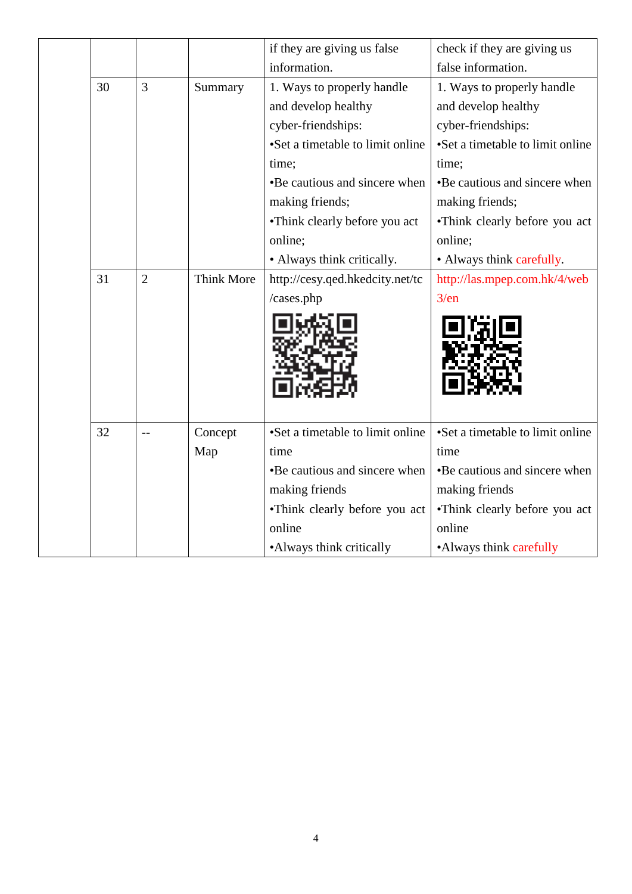| | | | | | |
|---|---|---|---|---|---|
| | | | | if they are giving us false information. | check if they are giving us false information. |
| | 30 | 3 | Summary | 1. Ways to properly handle and develop healthy cyber-friendships:<br>•Set a timetable to limit online time;<br>•Be cautious and sincere when making friends;<br>•Think clearly before you act online;<br>• Always think critically. | 1. Ways to properly handle and develop healthy cyber-friendships:<br>•Set a timetable to limit online time;<br>•Be cautious and sincere when making friends;<br>•Think clearly before you act online;<br>• Always think carefully. |
| | 31 | 2 | Think More | http://cesy.qed.hkedcity.net/tc/cases.php | http://las.mpep.com.hk/4/web3/en |
| | 32 | -- | Concept Map | •Set a timetable to limit online time<br>•Be cautious and sincere when making friends<br>•Think clearly before you act online<br>•Always think critically | •Set a timetable to limit online time<br>•Be cautious and sincere when making friends<br>•Think clearly before you act online<br>•Always think carefully |